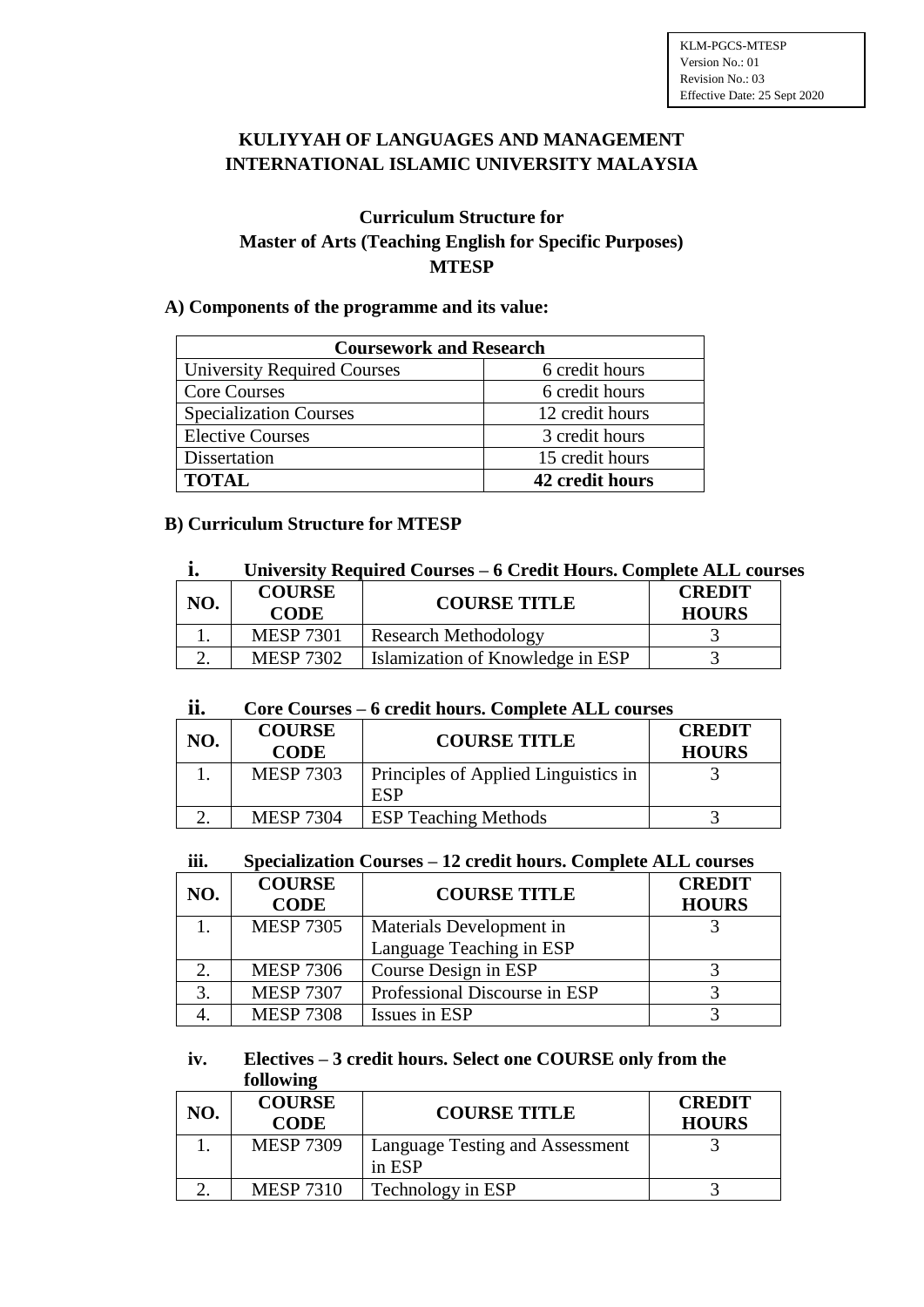KLM-PGCS-MTESP
Version No.: 01
Revision No.: 03
Effective Date: 25 Sept 2020

# KULIYYAH OF LANGUAGES AND MANAGEMENT
# INTERNATIONAL ISLAMIC UNIVERSITY MALAYSIA

## Curriculum Structure for
## Master of Arts (Teaching English for Specific Purposes)
## MTESP

### A) Components of the programme and its value:

| Coursework and Research | |
|---|---|
| University Required Courses | 6 credit hours |
| Core Courses | 6 credit hours |
| Specialization Courses | 12 credit hours |
| Elective Courses | 3 credit hours |
| Dissertation | 15 credit hours |
| **TOTAL** | **42 credit hours** |

### B) Curriculum Structure for MTESP

**i. University Required Courses – 6 Credit Hours. Complete ALL courses**

| NO. | COURSE CODE | COURSE TITLE | CREDIT HOURS |
|---|---|---|---|
| 1. | MESP 7301 | Research Methodology | 3 |
| 2. | MESP 7302 | Islamization of Knowledge in ESP | 3 |

**ii. Core Courses – 6 credit hours. Complete ALL courses**

| NO. | COURSE CODE | COURSE TITLE | CREDIT HOURS |
|---|---|---|---|
| 1. | MESP 7303 | Principles of Applied Linguistics in ESP | 3 |
| 2. | MESP 7304 | ESP Teaching Methods | 3 |

**iii. Specialization Courses – 12 credit hours. Complete ALL courses**

| NO. | COURSE CODE | COURSE TITLE | CREDIT HOURS |
|---|---|---|---|
| 1. | MESP 7305 | Materials Development in Language Teaching in ESP | 3 |
| 2. | MESP 7306 | Course Design in ESP | 3 |
| 3. | MESP 7307 | Professional Discourse in ESP | 3 |
| 4. | MESP 7308 | Issues in ESP | 3 |

**iv. Electives – 3 credit hours. Select one COURSE only from the following**

| NO. | COURSE CODE | COURSE TITLE | CREDIT HOURS |
|---|---|---|---|
| 1. | MESP 7309 | Language Testing and Assessment in ESP | 3 |
| 2. | MESP 7310 | Technology in ESP | 3 |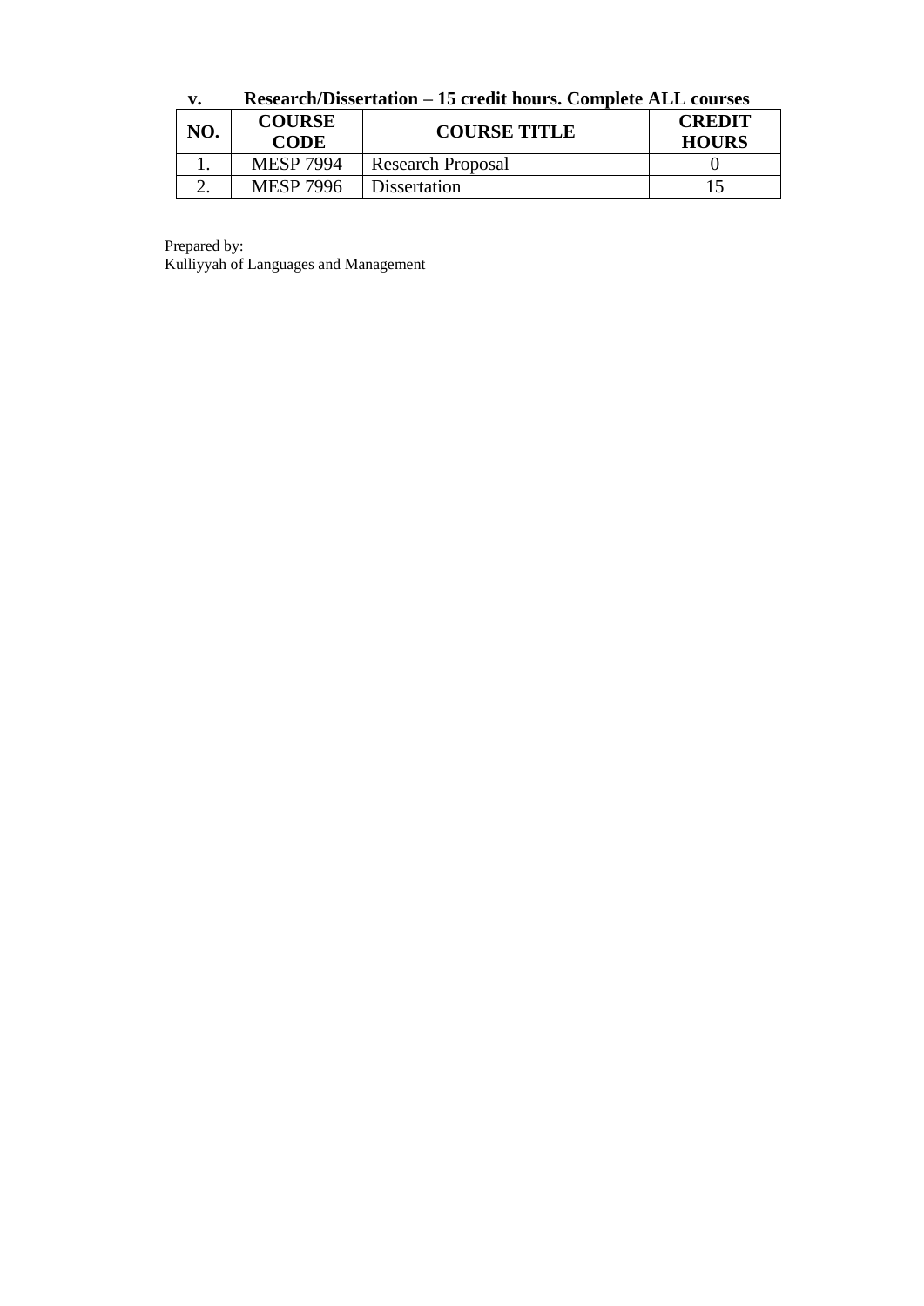**v. Research/Dissertation – 15 credit hours. Complete ALL courses**

| NO. | COURSE CODE | COURSE TITLE | CREDIT HOURS |
|---|---|---|---|
| 1. | MESP 7994 | Research Proposal | 0 |
| 2. | MESP 7996 | Dissertation | 15 |

Prepared by:
Kulliyyah of Languages and Management